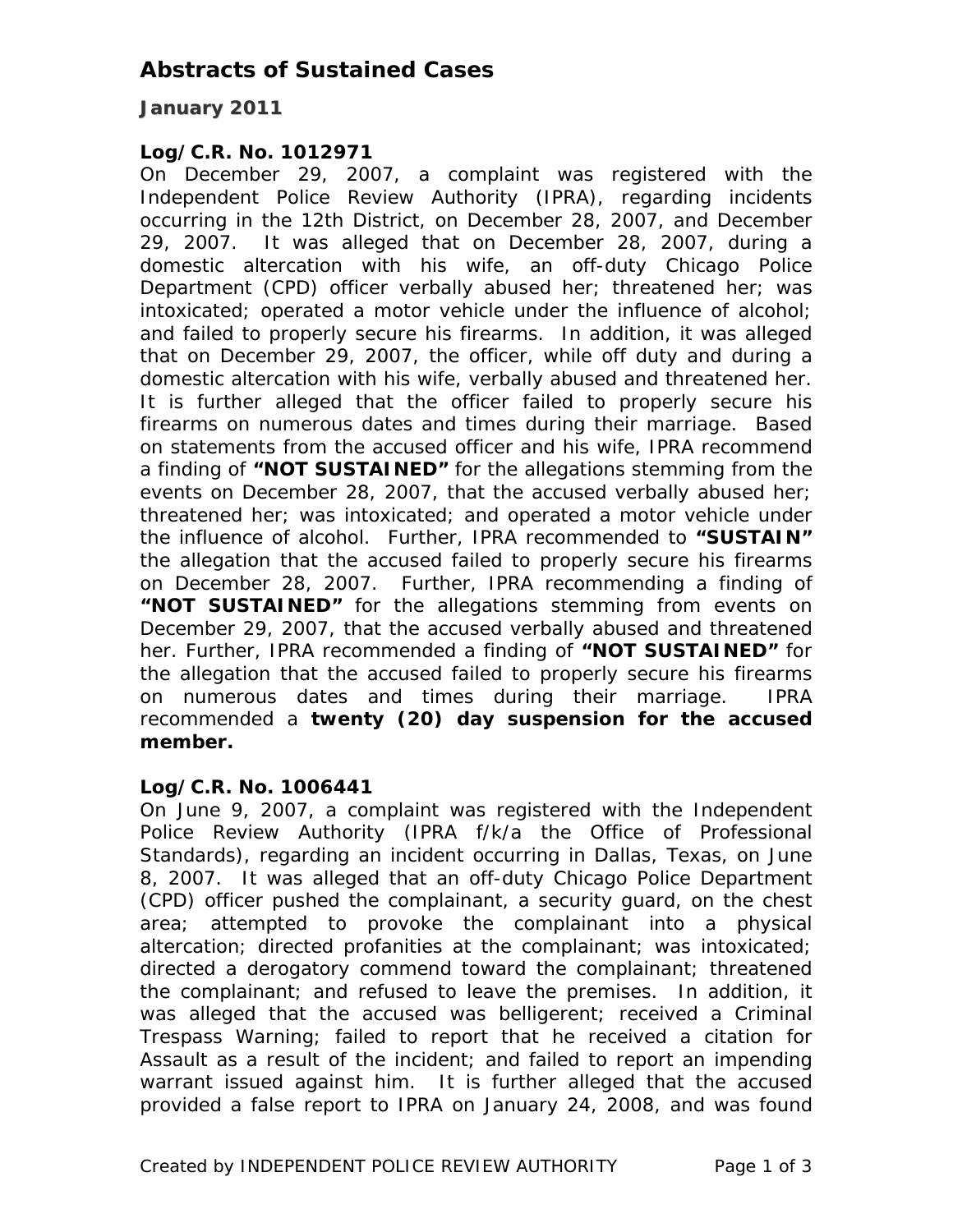# Abstracts of Sustained Cases

## January 2011

### Log/C.R. No. 1012971

On December 29, 2007, a complaint was registered with the Independent Police Review Authority (IPRA), regarding incidents occurring in the 12th District, on December 28, 2007, and December 29, 2007. It was alleged that on December 28, 2007, during a domestic altercation with his wife, an off-duty Chicago Police Department (CPD) officer verbally abused her; threatened her; was intoxicated; operated a motor vehicle under the influence of alcohol; and failed to properly secure his firearms. In addition, it was alleged that on December 29, 2007, the officer, while off duty and during a domestic altercation with his wife, verbally abused and threatened her. It is further alleged that the officer failed to properly secure his firearms on numerous dates and times during their marriage. Based on statements from the accused officer and his wife, IPRA recommend a finding of **"NOT SUSTAINED"** for the allegations stemming from the events on December 28, 2007, that the accused verbally abused her; threatened her; was intoxicated; and operated a motor vehicle under the influence of alcohol. Further, IPRA recommended to **"SUSTAIN"** the allegation that the accused failed to properly secure his firearms on December 28, 2007. Further, IPRA recommending a finding of **"NOT SUSTAINED"** for the allegations stemming from events on December 29, 2007, that the accused verbally abused and threatened her. Further, IPRA recommended a finding of **"NOT SUSTAINED"** for the allegation that the accused failed to properly secure his firearms on numerous dates and times during their marriage. IPRA recommended a **twenty (20) day suspension for the accused member.**

### Log/C.R. No. 1006441

On June 9, 2007, a complaint was registered with the Independent Police Review Authority (IPRA f/k/a the Office of Professional Standards), regarding an incident occurring in Dallas, Texas, on June 8, 2007. It was alleged that an off-duty Chicago Police Department (CPD) officer pushed the complainant, a security guard, on the chest area; attempted to provoke the complainant into a physical altercation; directed profanities at the complainant; was intoxicated; directed a derogatory commend toward the complainant; threatened the complainant; and refused to leave the premises. In addition, it was alleged that the accused was belligerent; received a Criminal Trespass Warning; failed to report that he received a citation for Assault as a result of the incident; and failed to report an impending warrant issued against him. It is further alleged that the accused provided a false report to IPRA on January 24, 2008, and was found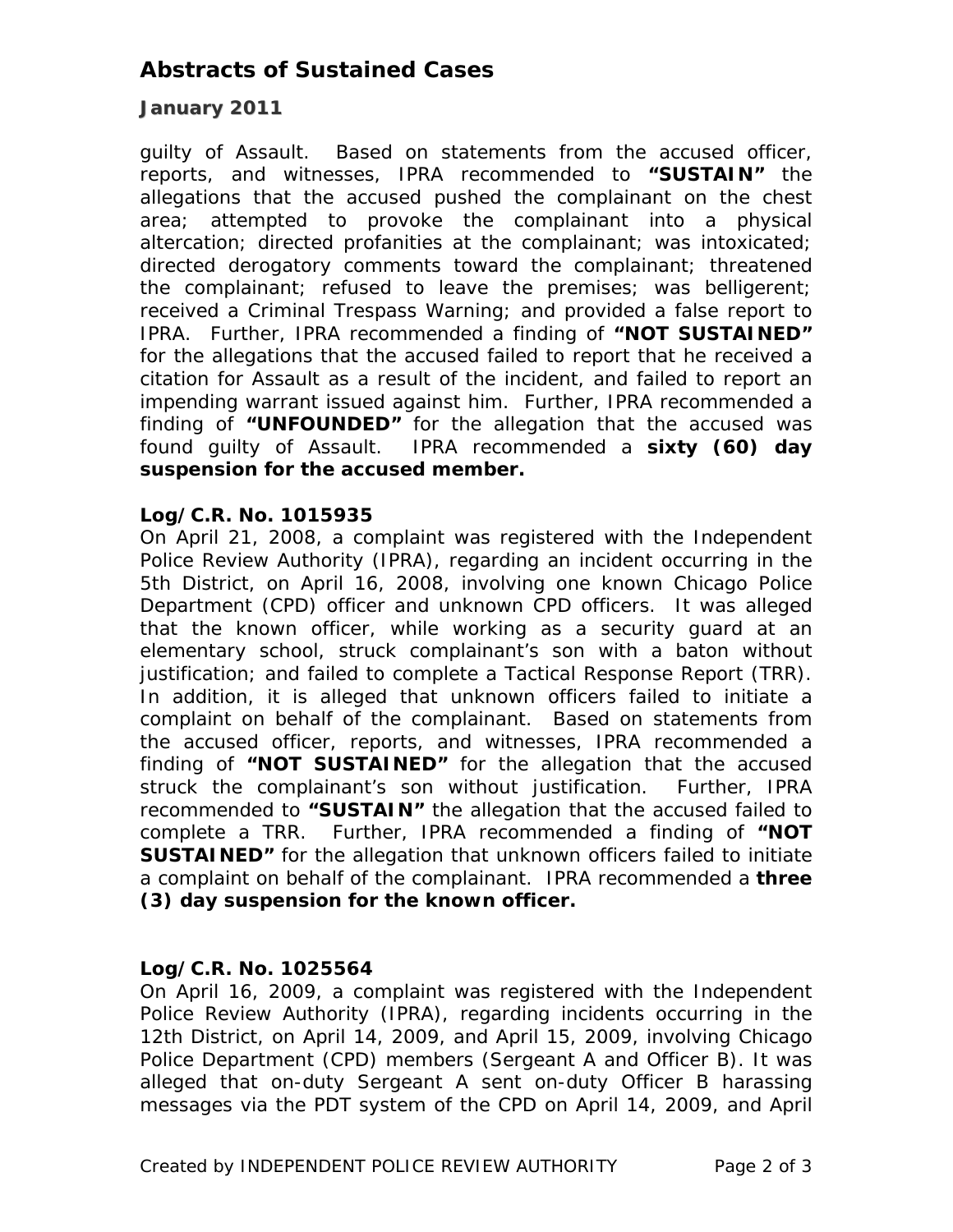guilty of Assault. Based on statements from the accused officer, reports, and witnesses, IPRA recommended to **"SUSTAIN"** the allegations that the accused pushed the complainant on the chest area; attempted to provoke the complainant into a physical altercation; directed profanities at the complainant; was intoxicated; directed derogatory comments toward the complainant; threatened the complainant; refused to leave the premises; was belligerent; received a Criminal Trespass Warning; and provided a false report to IPRA. Further, IPRA recommended a finding of **"NOT SUSTAINED"** for the allegations that the accused failed to report that he received a citation for Assault as a result of the incident, and failed to report an impending warrant issued against him. Further, IPRA recommended a finding of **"UNFOUNDED"** for the allegation that the accused was found guilty of Assault. IPRA recommended a **sixty (60) day suspension for the accused member.**

**Log/C.R. No. 1015935**

On April 21, 2008, a complaint was registered with the Independent Police Review Authority (IPRA), regarding an incident occurring in the 5th District, on April 16, 2008, involving one known Chicago Police Department (CPD) officer and unknown CPD officers. It was alleged that the known officer, while working as a security guard at an elementary school, struck complainant's son with a baton without justification; and failed to complete a Tactical Response Report (TRR). In addition, it is alleged that unknown officers failed to initiate a complaint on behalf of the complainant. Based on statements from the accused officer, reports, and witnesses, IPRA recommended a finding of **"NOT SUSTAINED"** for the allegation that the accused struck the complainant's son without justification. Further, IPRA recommended to **"SUSTAIN"** the allegation that the accused failed to complete a TRR. Further, IPRA recommended a finding of **"NOT SUSTAINED"** for the allegation that unknown officers failed to initiate a complaint on behalf of the complainant. IPRA recommended a **three (3) day suspension for the known officer.**

**Log/C.R. No. 1025564**

On April 16, 2009, a complaint was registered with the Independent Police Review Authority (IPRA), regarding incidents occurring in the 12th District, on April 14, 2009, and April 15, 2009, involving Chicago Police Department (CPD) members (Sergeant A and Officer B). It was alleged that on-duty Sergeant A sent on-duty Officer B harassing messages via the PDT system of the CPD on April 14, 2009, and April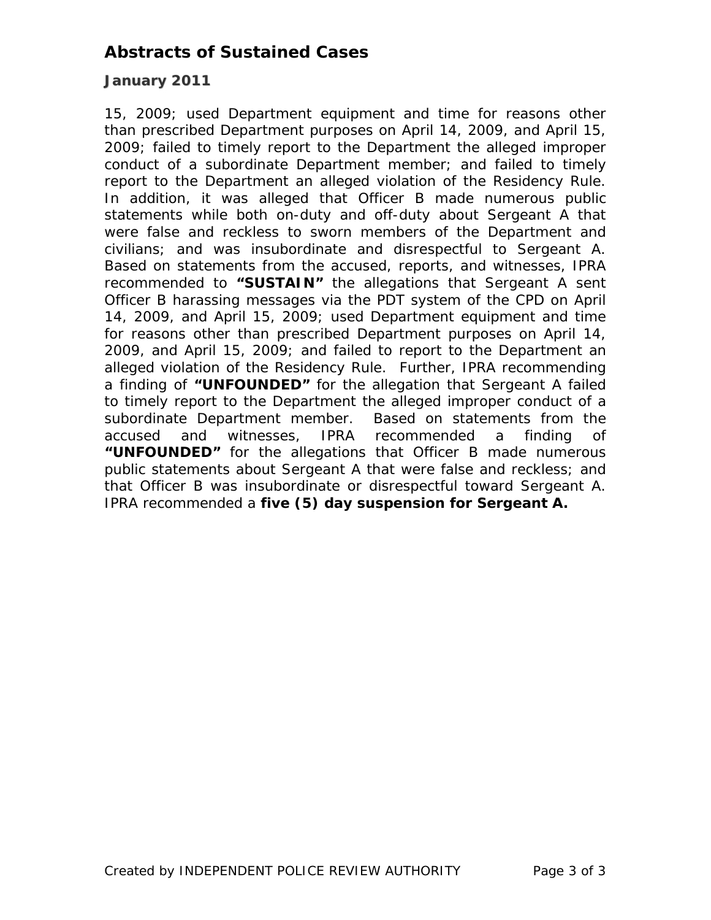15, 2009; used Department equipment and time for reasons other than prescribed Department purposes on April 14, 2009, and April 15, 2009; failed to timely report to the Department the alleged improper conduct of a subordinate Department member; and failed to timely report to the Department an alleged violation of the Residency Rule. In addition, it was alleged that Officer B made numerous public statements while both on-duty and off-duty about Sergeant A that were false and reckless to sworn members of the Department and civilians; and was insubordinate and disrespectful to Sergeant A. Based on statements from the accused, reports, and witnesses, IPRA recommended to **"SUSTAIN"** the allegations that Sergeant A sent Officer B harassing messages via the PDT system of the CPD on April 14, 2009, and April 15, 2009; used Department equipment and time for reasons other than prescribed Department purposes on April 14, 2009, and April 15, 2009; and failed to report to the Department an alleged violation of the Residency Rule. Further, IPRA recommending a finding of **"UNFOUNDED"** for the allegation that Sergeant A failed to timely report to the Department the alleged improper conduct of a subordinate Department member. Based on statements from the accused and witnesses, IPRA recommended a finding of **"UNFOUNDED"** for the allegations that Officer B made numerous public statements about Sergeant A that were false and reckless; and that Officer B was insubordinate or disrespectful toward Sergeant A. IPRA recommended a **five (5) day suspension for Sergeant A.**